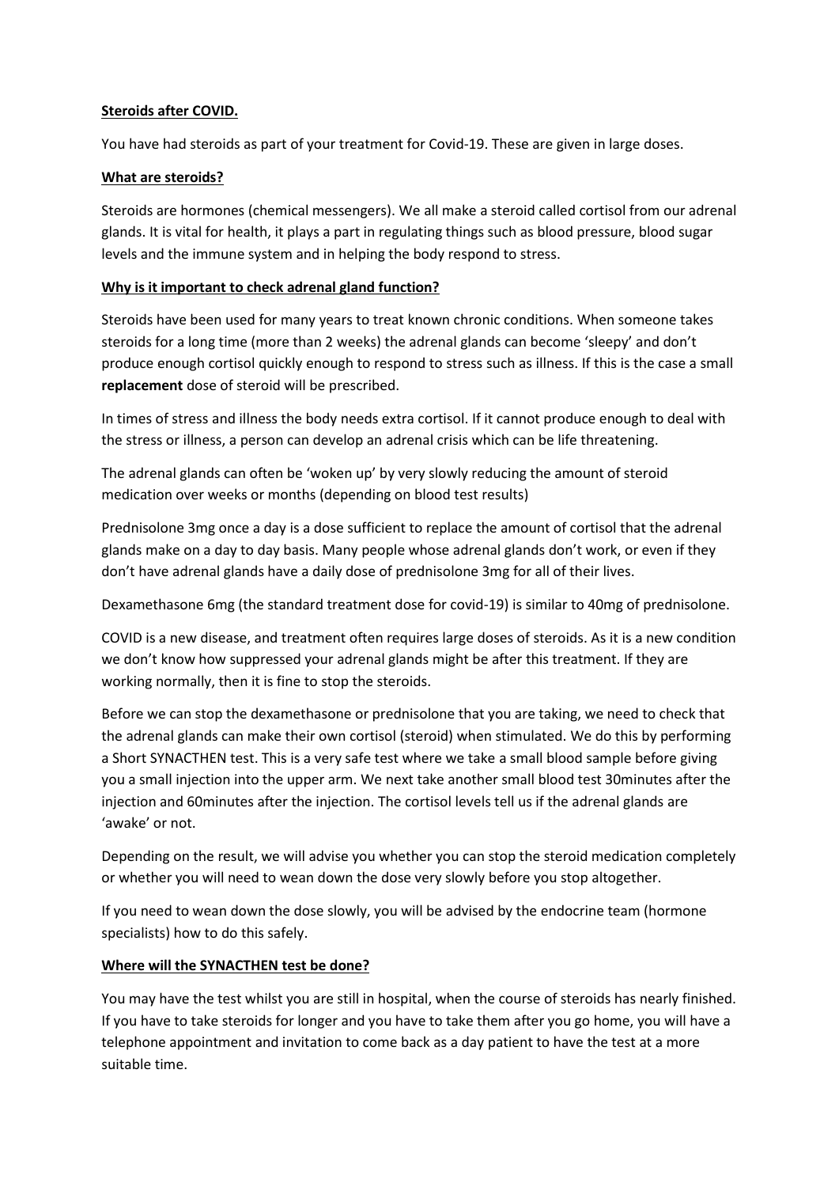**Steroids after COVID.**

You have had steroids as part of your treatment for Covid-19. These are given in large doses.

**What are steroids?**

Steroids are hormones (chemical messengers). We all make a steroid called cortisol from our adrenal glands. It is vital for health, it plays a part in regulating things such as blood pressure, blood sugar levels and the immune system and in helping the body respond to stress.

**Why is it important to check adrenal gland function?**

Steroids have been used for many years to treat known chronic conditions. When someone takes steroids for a long time (more than 2 weeks) the adrenal glands can become 'sleepy' and don't produce enough cortisol quickly enough to respond to stress such as illness. If this is the case a small **replacement** dose of steroid will be prescribed.

In times of stress and illness the body needs extra cortisol. If it cannot produce enough to deal with the stress or illness, a person can develop an adrenal crisis which can be life threatening.

The adrenal glands can often be 'woken up' by very slowly reducing the amount of steroid medication over weeks or months (depending on blood test results)

Prednisolone 3mg once a day is a dose sufficient to replace the amount of cortisol that the adrenal glands make on a day to day basis. Many people whose adrenal glands don't work, or even if they don't have adrenal glands have a daily dose of prednisolone 3mg for all of their lives.

Dexamethasone 6mg (the standard treatment dose for covid-19) is similar to 40mg of prednisolone.

COVID is a new disease, and treatment often requires large doses of steroids. As it is a new condition we don't know how suppressed your adrenal glands might be after this treatment. If they are working normally, then it is fine to stop the steroids.

Before we can stop the dexamethasone or prednisolone that you are taking, we need to check that the adrenal glands can make their own cortisol (steroid) when stimulated. We do this by performing a Short SYNACTHEN test. This is a very safe test where we take a small blood sample before giving you a small injection into the upper arm. We next take another small blood test 30minutes after the injection and 60minutes after the injection. The cortisol levels tell us if the adrenal glands are 'awake' or not.

Depending on the result, we will advise you whether you can stop the steroid medication completely or whether you will need to wean down the dose very slowly before you stop altogether.

If you need to wean down the dose slowly, you will be advised by the endocrine team (hormone specialists) how to do this safely.

**Where will the SYNACTHEN test be done?**

You may have the test whilst you are still in hospital, when the course of steroids has nearly finished. If you have to take steroids for longer and you have to take them after you go home, you will have a telephone appointment and invitation to come back as a day patient to have the test at a more suitable time.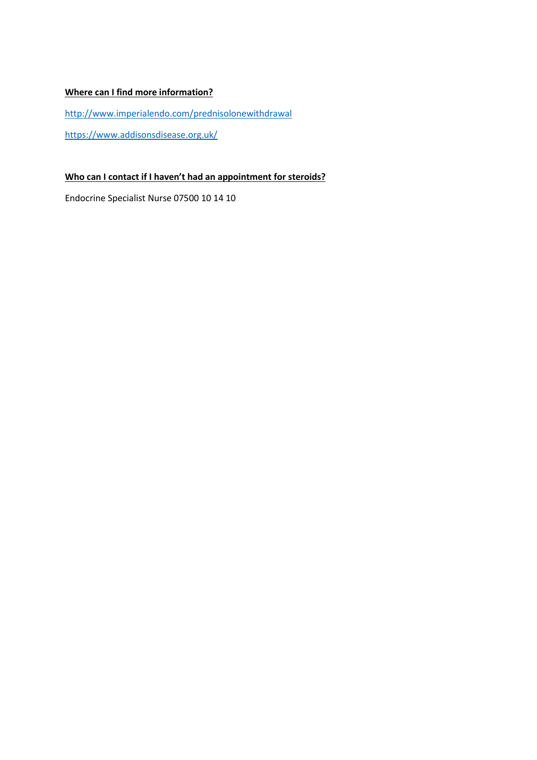**Where can I find more information?**

http://www.imperialendo.com/prednisolonewithdrawal

https://www.addisonsdisease.org.uk/

**Who can I contact if I haven't had an appointment for steroids?**

Endocrine Specialist Nurse 07500 10 14 10